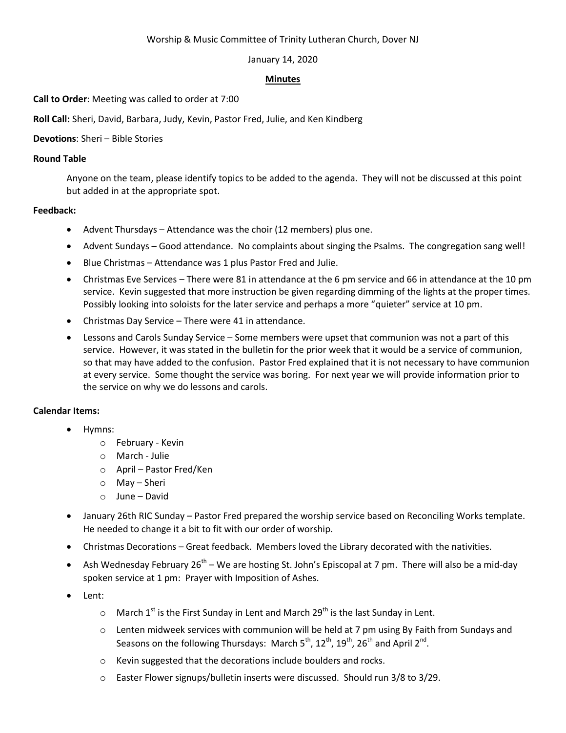Worship & Music Committee of Trinity Lutheran Church, Dover NJ

January 14, 2020

**Minutes**

**Call to Order**: Meeting was called to order at 7:00

**Roll Call:** Sheri, David, Barbara, Judy, Kevin, Pastor Fred, Julie, and Ken Kindberg

**Devotions**: Sheri – Bible Stories

**Round Table**

Anyone on the team, please identify topics to be added to the agenda. They will not be discussed at this point but added in at the appropriate spot.

**Feedback:**

- Advent Thursdays – Attendance was the choir (12 members) plus one.
- Advent Sundays – Good attendance. No complaints about singing the Psalms. The congregation sang well!
- Blue Christmas – Attendance was 1 plus Pastor Fred and Julie.
- Christmas Eve Services – There were 81 in attendance at the 6 pm service and 66 in attendance at the 10 pm service. Kevin suggested that more instruction be given regarding dimming of the lights at the proper times. Possibly looking into soloists for the later service and perhaps a more "quieter" service at 10 pm.
- Christmas Day Service – There were 41 in attendance.
- Lessons and Carols Sunday Service – Some members were upset that communion was not a part of this service. However, it was stated in the bulletin for the prior week that it would be a service of communion, so that may have added to the confusion. Pastor Fred explained that it is not necessary to have communion at every service. Some thought the service was boring. For next year we will provide information prior to the service on why we do lessons and carols.

**Calendar Items:**

- Hymns:
  - February - Kevin
  - March - Julie
  - April – Pastor Fred/Ken
  - May – Sheri
  - June – David
- January 26th RIC Sunday – Pastor Fred prepared the worship service based on Reconciling Works template. He needed to change it a bit to fit with our order of worship.
- Christmas Decorations – Great feedback. Members loved the Library decorated with the nativities.
- Ash Wednesday February 26th – We are hosting St. John's Episcopal at 7 pm. There will also be a mid-day spoken service at 1 pm: Prayer with Imposition of Ashes.
- Lent:
  - March 1st is the First Sunday in Lent and March 29th is the last Sunday in Lent.
  - Lenten midweek services with communion will be held at 7 pm using By Faith from Sundays and Seasons on the following Thursdays: March 5th, 12th, 19th, 26th and April 2nd.
  - Kevin suggested that the decorations include boulders and rocks.
  - Easter Flower signups/bulletin inserts were discussed. Should run 3/8 to 3/29.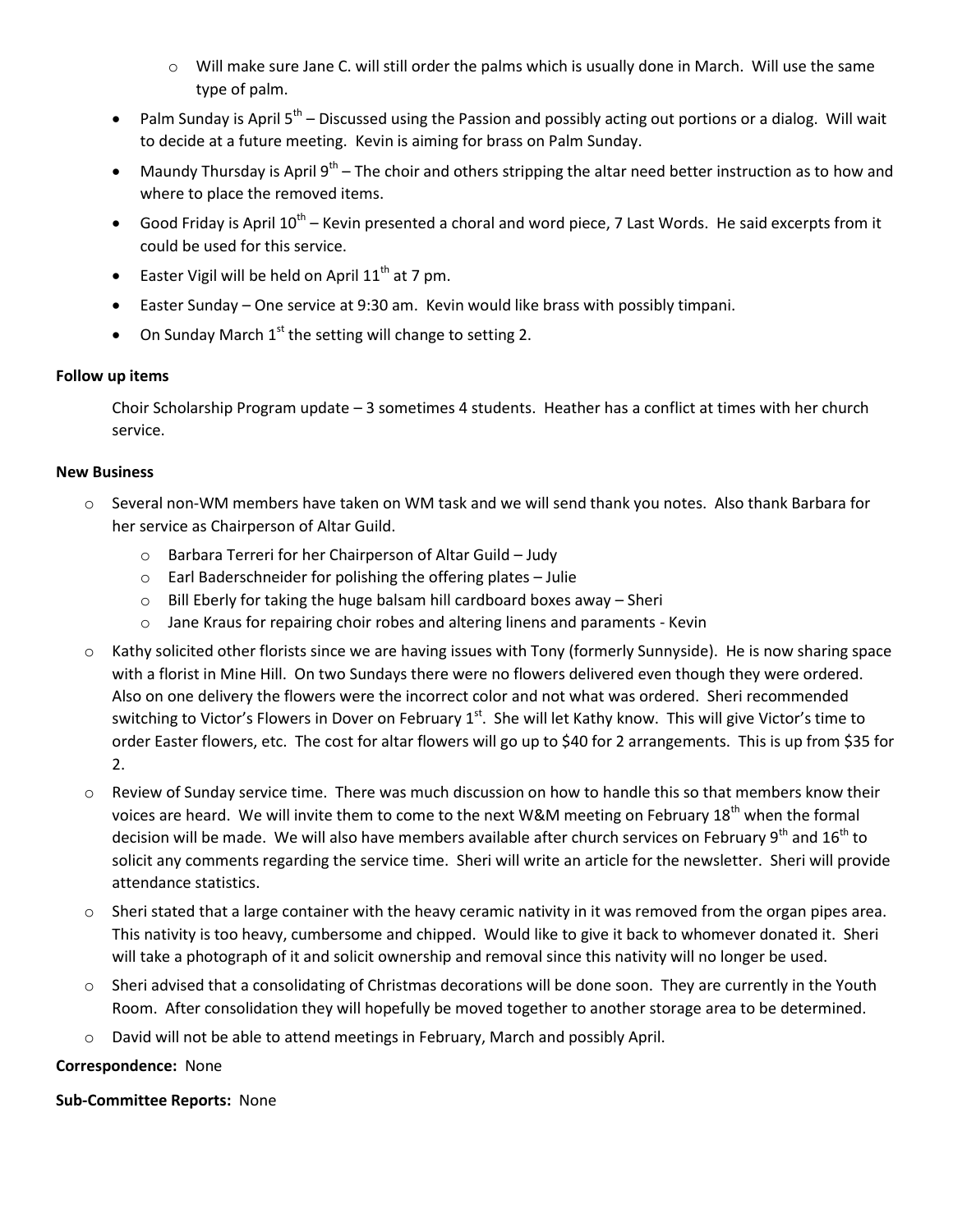- Will make sure Jane C. will still order the palms which is usually done in March. Will use the same type of palm.
- Palm Sunday is April 5th – Discussed using the Passion and possibly acting out portions or a dialog. Will wait to decide at a future meeting. Kevin is aiming for brass on Palm Sunday.
- Maundy Thursday is April 9th – The choir and others stripping the altar need better instruction as to how and where to place the removed items.
- Good Friday is April 10th – Kevin presented a choral and word piece, 7 Last Words. He said excerpts from it could be used for this service.
- Easter Vigil will be held on April 11th at 7 pm.
- Easter Sunday – One service at 9:30 am. Kevin would like brass with possibly timpani.
- On Sunday March 1st the setting will change to setting 2.

**Follow up items**

Choir Scholarship Program update – 3 sometimes 4 students. Heather has a conflict at times with her church service.

**New Business**

- Several non-WM members have taken on WM task and we will send thank you notes. Also thank Barbara for her service as Chairperson of Altar Guild.
    - Barbara Terreri for her Chairperson of Altar Guild – Judy
    - Earl Baderschneider for polishing the offering plates – Julie
    - Bill Eberly for taking the huge balsam hill cardboard boxes away – Sheri
    - Jane Kraus for repairing choir robes and altering linens and paraments - Kevin
- Kathy solicited other florists since we are having issues with Tony (formerly Sunnyside). He is now sharing space with a florist in Mine Hill. On two Sundays there were no flowers delivered even though they were ordered. Also on one delivery the flowers were the incorrect color and not what was ordered. Sheri recommended switching to Victor's Flowers in Dover on February 1st. She will let Kathy know. This will give Victor's time to order Easter flowers, etc. The cost for altar flowers will go up to $40 for 2 arrangements. This is up from $35 for 2.
- Review of Sunday service time. There was much discussion on how to handle this so that members know their voices are heard. We will invite them to come to the next W&M meeting on February 18th when the formal decision will be made. We will also have members available after church services on February 9th and 16th to solicit any comments regarding the service time. Sheri will write an article for the newsletter. Sheri will provide attendance statistics.
- Sheri stated that a large container with the heavy ceramic nativity in it was removed from the organ pipes area. This nativity is too heavy, cumbersome and chipped. Would like to give it back to whomever donated it. Sheri will take a photograph of it and solicit ownership and removal since this nativity will no longer be used.
- Sheri advised that a consolidating of Christmas decorations will be done soon. They are currently in the Youth Room. After consolidation they will hopefully be moved together to another storage area to be determined.
- David will not be able to attend meetings in February, March and possibly April.

**Correspondence:** None

**Sub-Committee Reports:** None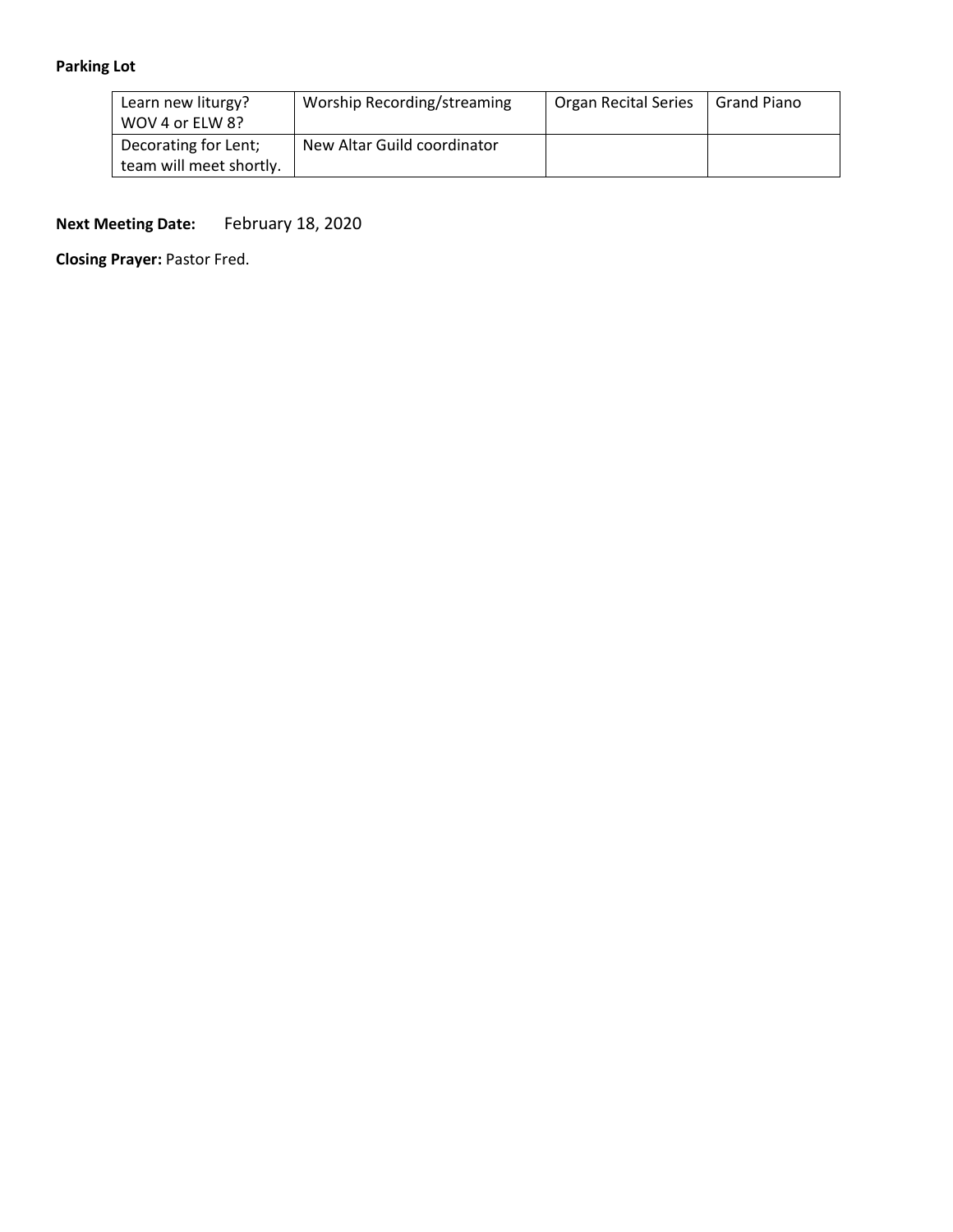**Parking Lot**

| | | | |
|---|---|---|---|
| Learn new liturgy? WOV 4 or ELW 8? | Worship Recording/streaming | Organ Recital Series | Grand Piano |
| Decorating for Lent; team will meet shortly. | New Altar Guild coordinator | | |

**Next Meeting Date:** February 18, 2020

**Closing Prayer:** Pastor Fred.